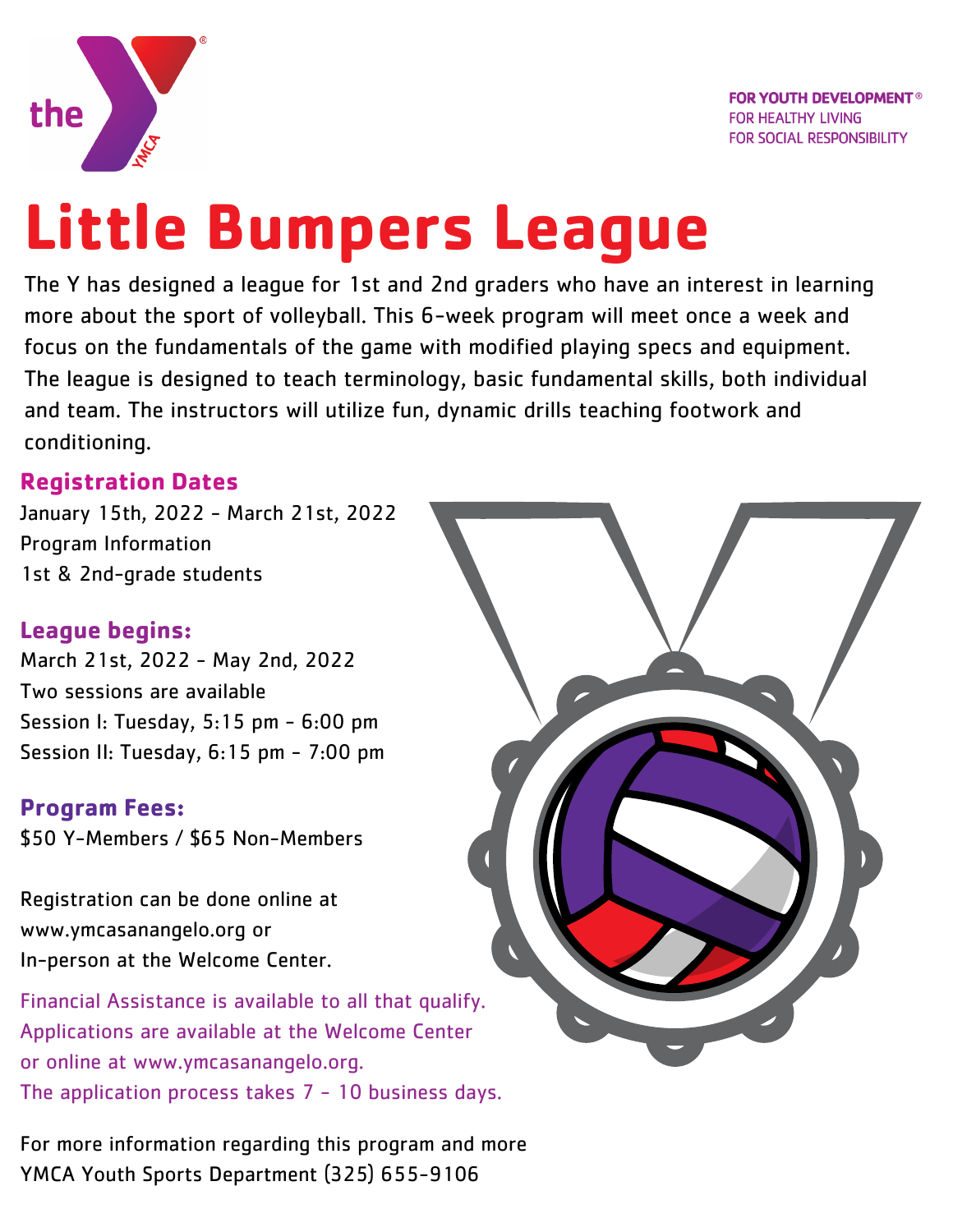FOR YOUTH DEVELOPMENT®
FOR HEALTHY LIVING
FOR SOCIAL RESPONSIBILITY

# Little Bumpers League

The Y has designed a league for 1st and 2nd graders who have an interest in learning more about the sport of volleyball. This 6-week program will meet once a week and focus on the fundamentals of the game with modified playing specs and equipment. The league is designed to teach terminology, basic fundamental skills, both individual and team. The instructors will utilize fun, dynamic drills teaching footwork and conditioning.

## Registration Dates

January 15th, 2022 - March 21st, 2022
Program Information
1st & 2nd-grade students

## League begins:

March 21st, 2022 - May 2nd, 2022
Two sessions are available
Session I: Tuesday, 5:15 pm - 6:00 pm
Session II: Tuesday, 6:15 pm - 7:00 pm

## Program Fees:

$50 Y-Members / $65 Non-Members

Registration can be done online at
www.ymcasanangelo.org or
In-person at the Welcome Center.

Financial Assistance is available to all that qualify.
Applications are available at the Welcome Center
or online at www.ymcasanangelo.org.
The application process takes 7 - 10 business days.

For more information regarding this program and more
YMCA Youth Sports Department (325) 655-9106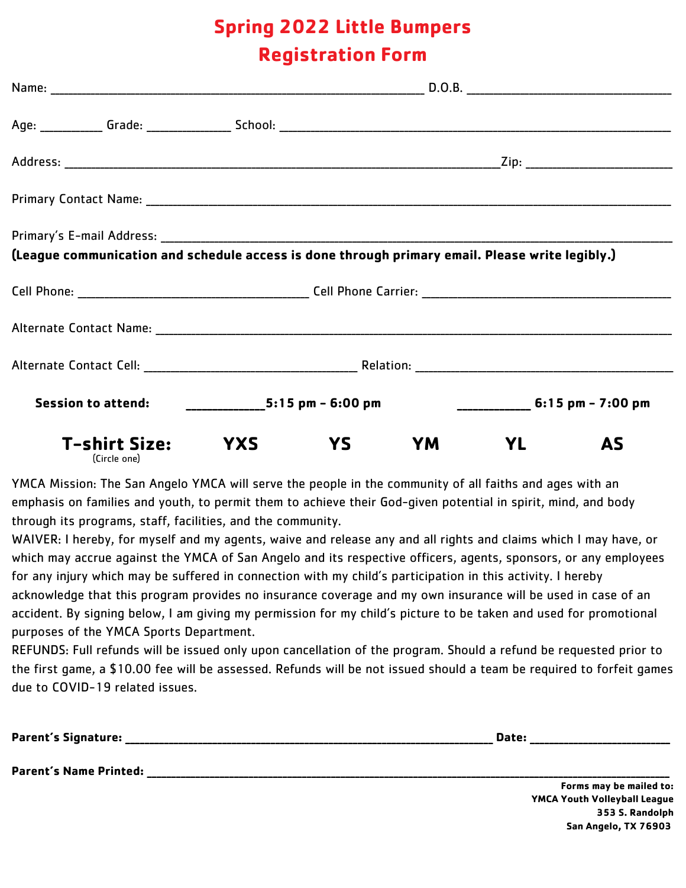# Spring 2022 Little Bumpers Registration Form

Name: ______________________________ D.O.B. ____________________

Age: ________ Grade: __________ School: ______________________________

Address: ______________________________ Zip: ______________

Primary Contact Name: ______________________________

Primary's E-mail Address: ______________________________

**(League communication and schedule access is done through primary email. Please write legibly.)**

Cell Phone: ____________________ Cell Phone Carrier: ____________________

Alternate Contact Name: ______________________________

Alternate Contact Cell: ____________________ Relation: ____________________

**Session to attend:** **__________5:15 pm - 6:00 pm** **__________ 6:15 pm - 7:00 pm**

**T-shirt Size:** **YXS** **YS** **YM** **YL** **AS**
(Circle one)

YMCA Mission: The San Angelo YMCA will serve the people in the community of all faiths and ages with an emphasis on families and youth, to permit them to achieve their God-given potential in spirit, mind, and body through its programs, staff, facilities, and the community.

WAIVER: I hereby, for myself and my agents, waive and release any and all rights and claims which I may have, or which may accrue against the YMCA of San Angelo and its respective officers, agents, sponsors, or any employees for any injury which may be suffered in connection with my child's participation in this activity. I hereby acknowledge that this program provides no insurance coverage and my own insurance will be used in case of an accident. By signing below, I am giving my permission for my child's picture to be taken and used for promotional purposes of the YMCA Sports Department.

REFUNDS: Full refunds will be issued only upon cancellation of the program. Should a refund be requested prior to the first game, a $10.00 fee will be assessed. Refunds will be not issued should a team be required to forfeit games due to COVID-19 related issues.

**Parent's Signature:** ______________________________ **Date:** ______________

**Parent's Name Printed:** ______________________________

**Forms may be mailed to:**
**YMCA Youth Volleyball League**
**353 S. Randolph**
**San Angelo, TX 76903**